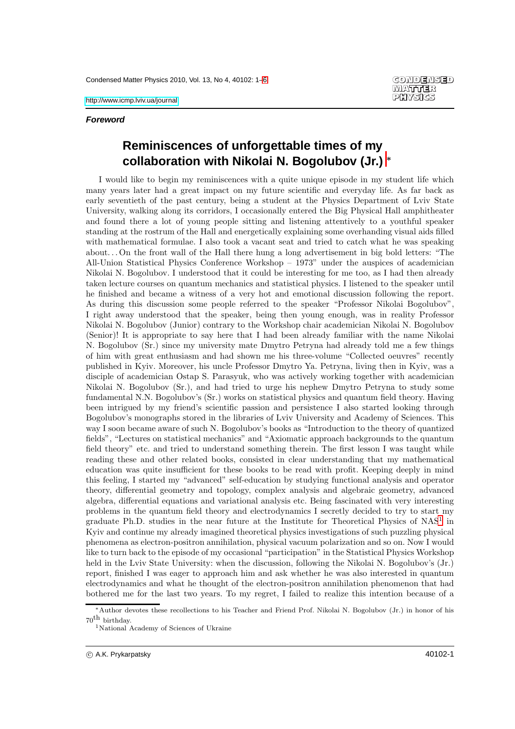*Foreword*

# Reminiscences of unforgettable times of my collaboration with Nikolai N. Bogolubov (Jr.) *

I would like to begin my reminiscences with a quite unique episode in my student life which many years later had a great impact on my future scientific and everyday life. As far back as early seventieth of the past century, being a student at the Physics Department of Lviv State University, walking along its corridors, I occasionally entered the Big Physical Hall amphitheater and found there a lot of young people sitting and listening attentively to a youthful speaker standing at the rostrum of the Hall and energetically explaining some overhanding visual aids filled with mathematical formulae. I also took a vacant seat and tried to catch what he was speaking about. . . On the front wall of the Hall there hung a long advertisement in big bold letters: "The All-Union Statistical Physics Conference Workshop – 1973" under the auspices of academician Nikolai N. Bogolubov. I understood that it could be interesting for me too, as I had then already taken lecture courses on quantum mechanics and statistical physics. I listened to the speaker until he finished and became a witness of a very hot and emotional discussion following the report. As during this discussion some people referred to the speaker "Professor Nikolai Bogolubov", I right away understood that the speaker, being then young enough, was in reality Professor Nikolai N. Bogolubov (Junior) contrary to the Workshop chair academician Nikolai N. Bogolubov (Senior)! It is appropriate to say here that I had been already familiar with the name Nikolai N. Bogolubov (Sr.) since my university mate Dmytro Petryna had already told me a few things of him with great enthusiasm and had shown me his three-volume "Collected oeuvres" recently published in Kyiv. Moreover, his uncle Professor Dmytro Ya. Petryna, living then in Kyiv, was a disciple of academician Ostap S. Parasyuk, who was actively working together with academician Nikolai N. Bogolubov (Sr.), and had tried to urge his nephew Dmytro Petryna to study some fundamental N.N. Bogolubov's (Sr.) works on statistical physics and quantum field theory. Having been intrigued by my friend's scientific passion and persistence I also started looking through Bogolubov's monographs stored in the libraries of Lviv University and Academy of Sciences. This way I soon became aware of such N. Bogolubov's books as "Introduction to the theory of quantized fields", "Lectures on statistical mechanics" and "Axiomatic approach backgrounds to the quantum field theory" etc. and tried to understand something therein. The first lesson I was taught while reading these and other related books, consisted in clear understanding that my mathematical education was quite insufficient for these books to be read with profit. Keeping deeply in mind this feeling, I started my "advanced" self-education by studying functional analysis and operator theory, differential geometry and topology, complex analysis and algebraic geometry, advanced algebra, differential equations and variational analysis etc. Being fascinated with very interesting problems in the quantum field theory and electrodynamics I secretly decided to try to start my graduate Ph.D. studies in the near future at the Institute for Theoretical Physics of NAS[1] in Kyiv and continue my already imagined theoretical physics investigations of such puzzling physical phenomena as electron-positron annihilation, physical vacuum polarization and so on. Now I would like to turn back to the episode of my occasional "participation" in the Statistical Physics Workshop held in the Lviv State University: when the discussion, following the Nikolai N. Bogolubov's (Jr.) report, finished I was eager to approach him and ask whether he was also interested in quantum electrodynamics and what he thought of the electron-positron annihilation phenomenon that had bothered me for the last two years. To my regret, I failed to realize this intention because of a

---

*Author devotes these recollections to his Teacher and Friend Prof. Nikolai N. Bogolubov (Jr.) in honor of his $70^{\text{th}}$ birthday.

[1] National Academy of Sciences of Ukraine

© A.K. Prykarpatsky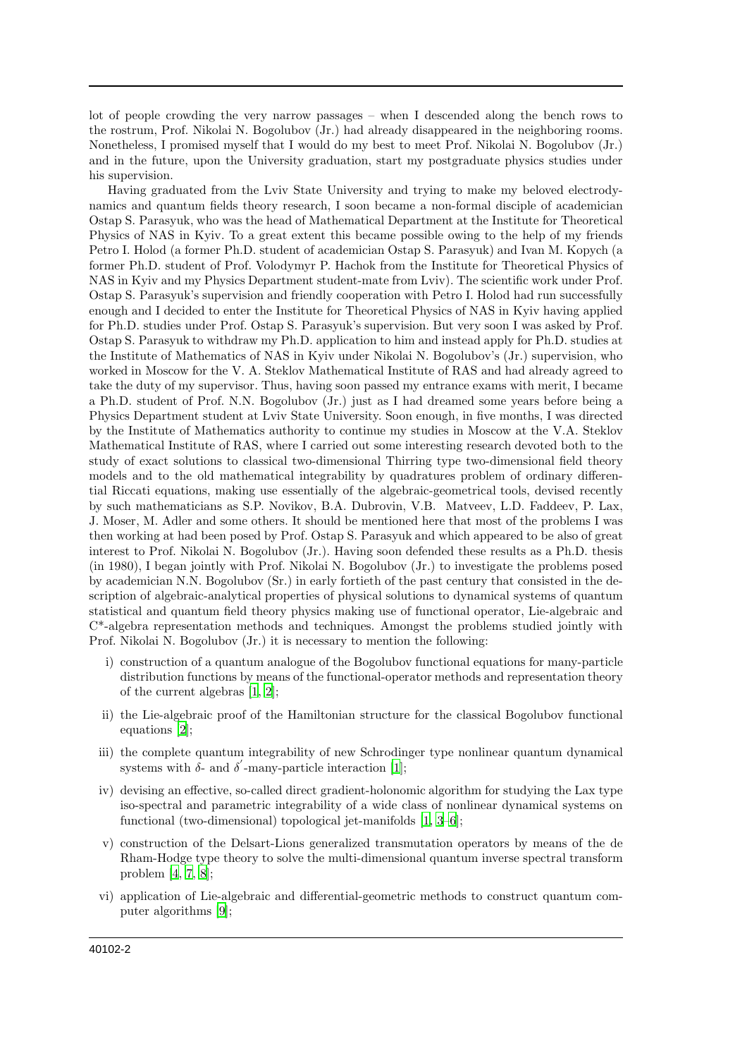lot of people crowding the very narrow passages – when I descended along the bench rows to the rostrum, Prof. Nikolai N. Bogolubov (Jr.) had already disappeared in the neighboring rooms. Nonetheless, I promised myself that I would do my best to meet Prof. Nikolai N. Bogolubov (Jr.) and in the future, upon the University graduation, start my postgraduate physics studies under his supervision.

Having graduated from the Lviv State University and trying to make my beloved electrodynamics and quantum fields theory research, I soon became a non-formal disciple of academician Ostap S. Parasyuk, who was the head of Mathematical Department at the Institute for Theoretical Physics of NAS in Kyiv. To a great extent this became possible owing to the help of my friends Petro I. Holod (a former Ph.D. student of academician Ostap S. Parasyuk) and Ivan M. Kopych (a former Ph.D. student of Prof. Volodymyr P. Hachok from the Institute for Theoretical Physics of NAS in Kyiv and my Physics Department student-mate from Lviv). The scientific work under Prof. Ostap S. Parasyuk's supervision and friendly cooperation with Petro I. Holod had run successfully enough and I decided to enter the Institute for Theoretical Physics of NAS in Kyiv having applied for Ph.D. studies under Prof. Ostap S. Parasyuk's supervision. But very soon I was asked by Prof. Ostap S. Parasyuk to withdraw my Ph.D. application to him and instead apply for Ph.D. studies at the Institute of Mathematics of NAS in Kyiv under Nikolai N. Bogolubov's (Jr.) supervision, who worked in Moscow for the V. A. Steklov Mathematical Institute of RAS and had already agreed to take the duty of my supervisor. Thus, having soon passed my entrance exams with merit, I became a Ph.D. student of Prof. N.N. Bogolubov (Jr.) just as I had dreamed some years before being a Physics Department student at Lviv State University. Soon enough, in five months, I was directed by the Institute of Mathematics authority to continue my studies in Moscow at the V.A. Steklov Mathematical Institute of RAS, where I carried out some interesting research devoted both to the study of exact solutions to classical two-dimensional Thirring type two-dimensional field theory models and to the old mathematical integrability by quadratures problem of ordinary differential Riccati equations, making use essentially of the algebraic-geometrical tools, devised recently by such mathematicians as S.P. Novikov, B.A. Dubrovin, V.B. Matveev, L.D. Faddeev, P. Lax, J. Moser, M. Adler and some others. It should be mentioned here that most of the problems I was then working at had been posed by Prof. Ostap S. Parasyuk and which appeared to be also of great interest to Prof. Nikolai N. Bogolubov (Jr.). Having soon defended these results as a Ph.D. thesis (in 1980), I began jointly with Prof. Nikolai N. Bogolubov (Jr.) to investigate the problems posed by academician N.N. Bogolubov (Sr.) in early fortieth of the past century that consisted in the description of algebraic-analytical properties of physical solutions to dynamical systems of quantum statistical and quantum field theory physics making use of functional operator, Lie-algebraic and C*-algebra representation methods and techniques. Amongst the problems studied jointly with Prof. Nikolai N. Bogolubov (Jr.) it is necessary to mention the following:

i) construction of a quantum analogue of the Bogolubov functional equations for many-particle distribution functions by means of the functional-operator methods and representation theory of the current algebras [1, 2];

ii) the Lie-algebraic proof of the Hamiltonian structure for the classical Bogolubov functional equations [2];

iii) the complete quantum integrability of new Schrodinger type nonlinear quantum dynamical systems with $\delta$- and $\delta'$-many-particle interaction [1];

iv) devising an effective, so-called direct gradient-holonomic algorithm for studying the Lax type iso-spectral and parametric integrability of a wide class of nonlinear dynamical systems on functional (two-dimensional) topological jet-manifolds [1, 3–6];

v) construction of the Delsart-Lions generalized transmutation operators by means of the de Rham-Hodge type theory to solve the multi-dimensional quantum inverse spectral transform problem [4, 7, 8];

vi) application of Lie-algebraic and differential-geometric methods to construct quantum computer algorithms [9];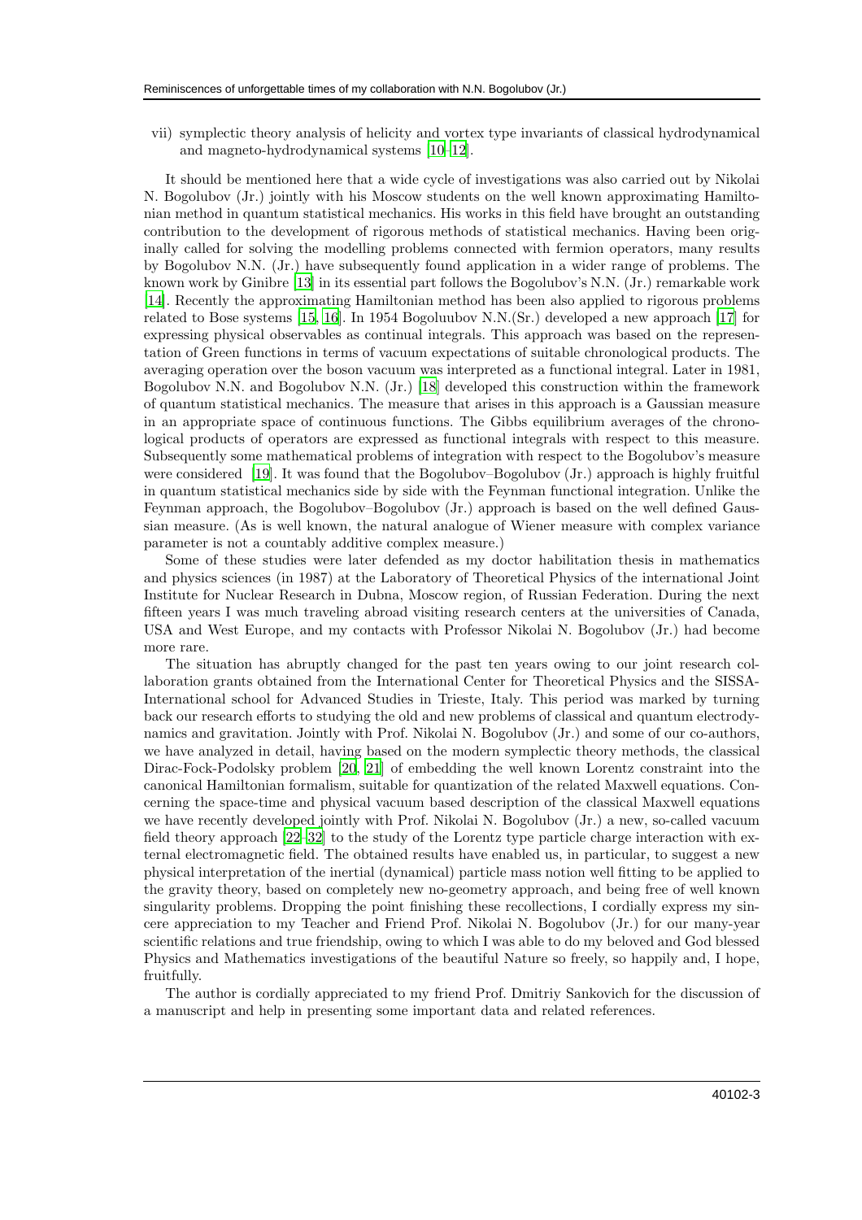vii) symplectic theory analysis of helicity and vortex type invariants of classical hydrodynamical and magneto-hydrodynamical systems [10–12].

It should be mentioned here that a wide cycle of investigations was also carried out by Nikolai N. Bogolubov (Jr.) jointly with his Moscow students on the well known approximating Hamiltonian method in quantum statistical mechanics. His works in this field have brought an outstanding contribution to the development of rigorous methods of statistical mechanics. Having been originally called for solving the modelling problems connected with fermion operators, many results by Bogolubov N.N. (Jr.) have subsequently found application in a wider range of problems. The known work by Ginibre [13] in its essential part follows the Bogolubov's N.N. (Jr.) remarkable work [14]. Recently the approximating Hamiltonian method has been also applied to rigorous problems related to Bose systems [15, 16]. In 1954 Bogoluubov N.N.(Sr.) developed a new approach [17] for expressing physical observables as continual integrals. This approach was based on the representation of Green functions in terms of vacuum expectations of suitable chronological products. The averaging operation over the boson vacuum was interpreted as a functional integral. Later in 1981, Bogolubov N.N. and Bogolubov N.N. (Jr.) [18] developed this construction within the framework of quantum statistical mechanics. The measure that arises in this approach is a Gaussian measure in an appropriate space of continuous functions. The Gibbs equilibrium averages of the chronological products of operators are expressed as functional integrals with respect to this measure. Subsequently some mathematical problems of integration with respect to the Bogolubov's measure were considered [19]. It was found that the Bogolubov–Bogolubov (Jr.) approach is highly fruitful in quantum statistical mechanics side by side with the Feynman functional integration. Unlike the Feynman approach, the Bogolubov–Bogolubov (Jr.) approach is based on the well defined Gaussian measure. (As is well known, the natural analogue of Wiener measure with complex variance parameter is not a countably additive complex measure.)

Some of these studies were later defended as my doctor habilitation thesis in mathematics and physics sciences (in 1987) at the Laboratory of Theoretical Physics of the international Joint Institute for Nuclear Research in Dubna, Moscow region, of Russian Federation. During the next fifteen years I was much traveling abroad visiting research centers at the universities of Canada, USA and West Europe, and my contacts with Professor Nikolai N. Bogolubov (Jr.) had become more rare.

The situation has abruptly changed for the past ten years owing to our joint research collaboration grants obtained from the International Center for Theoretical Physics and the SISSA-International school for Advanced Studies in Trieste, Italy. This period was marked by turning back our research efforts to studying the old and new problems of classical and quantum electrodynamics and gravitation. Jointly with Prof. Nikolai N. Bogolubov (Jr.) and some of our co-authors, we have analyzed in detail, having based on the modern symplectic theory methods, the classical Dirac-Fock-Podolsky problem [20, 21] of embedding the well known Lorentz constraint into the canonical Hamiltonian formalism, suitable for quantization of the related Maxwell equations. Concerning the space-time and physical vacuum based description of the classical Maxwell equations we have recently developed jointly with Prof. Nikolai N. Bogolubov (Jr.) a new, so-called vacuum field theory approach [22–32] to the study of the Lorentz type particle charge interaction with external electromagnetic field. The obtained results have enabled us, in particular, to suggest a new physical interpretation of the inertial (dynamical) particle mass notion well fitting to be applied to the gravity theory, based on completely new no-geometry approach, and being free of well known singularity problems. Dropping the point finishing these recollections, I cordially express my sincere appreciation to my Teacher and Friend Prof. Nikolai N. Bogolubov (Jr.) for our many-year scientific relations and true friendship, owing to which I was able to do my beloved and God blessed Physics and Mathematics investigations of the beautiful Nature so freely, so happily and, I hope, fruitfully.

The author is cordially appreciated to my friend Prof. Dmitriy Sankovich for the discussion of a manuscript and help in presenting some important data and related references.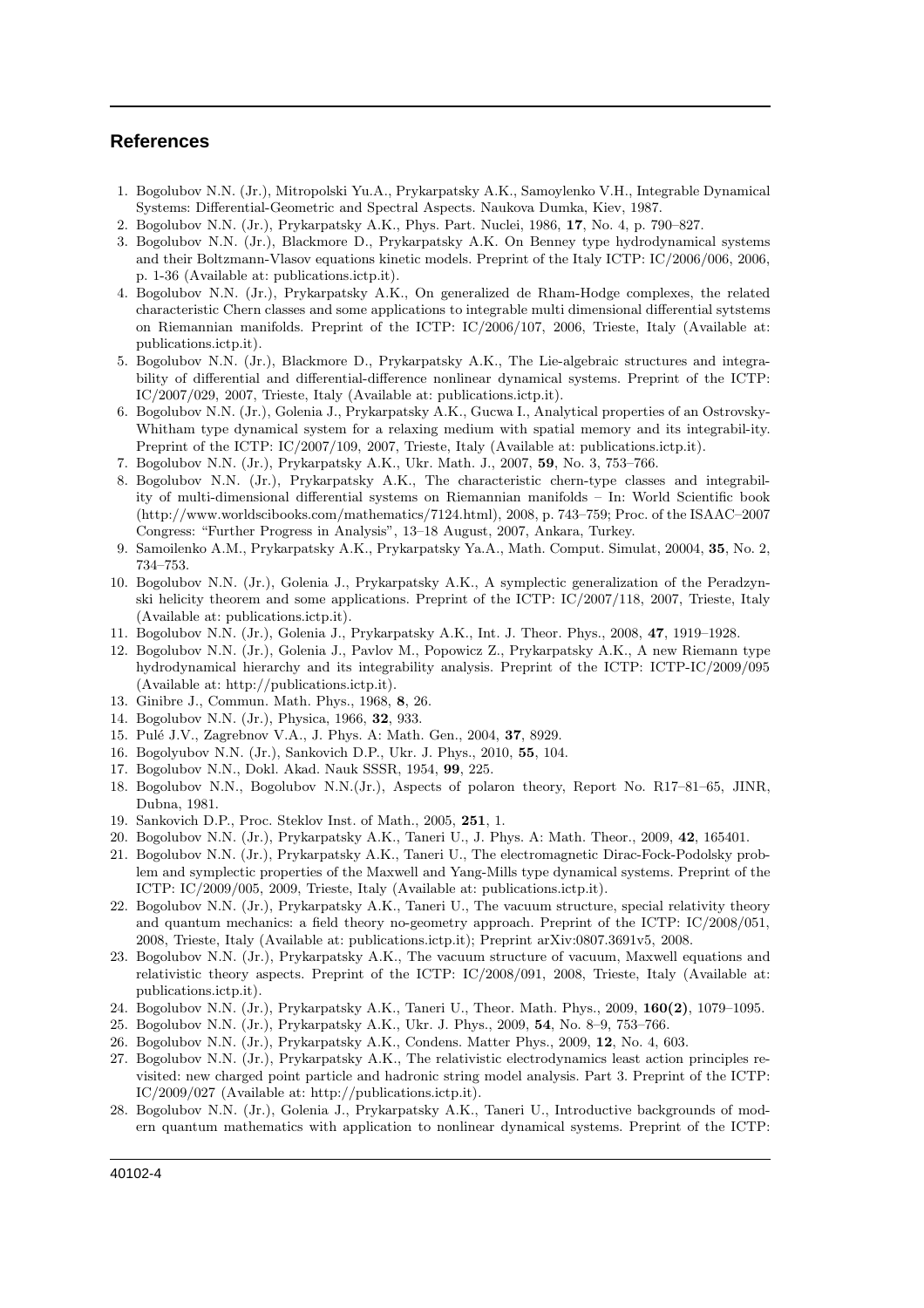## References

1. Bogolubov N.N. (Jr.), Mitropolski Yu.A., Prykarpatsky A.K., Samoylenko V.H., Integrable Dynamical Systems: Differential-Geometric and Spectral Aspects. Naukova Dumka, Kiev, 1987.
2. Bogolubov N.N. (Jr.), Prykarpatsky A.K., Phys. Part. Nuclei, 1986, **17**, No. 4, p. 790–827.
3. Bogolubov N.N. (Jr.), Blackmore D., Prykarpatsky A.K. On Benney type hydrodynamical systems and their Boltzmann-Vlasov equations kinetic models. Preprint of the Italy ICTP: IC/2006/006, 2006, p. 1-36 (Available at: publications.ictp.it).
4. Bogolubov N.N. (Jr.), Prykarpatsky A.K., On generalized de Rham-Hodge complexes, the related characteristic Chern classes and some applications to integrable multi dimensional differential sytstems on Riemannian manifolds. Preprint of the ICTP: IC/2006/107, 2006, Trieste, Italy (Available at: publications.ictp.it).
5. Bogolubov N.N. (Jr.), Blackmore D., Prykarpatsky A.K., The Lie-algebraic structures and integrability of differential and differential-difference nonlinear dynamical systems. Preprint of the ICTP: IC/2007/029, 2007, Trieste, Italy (Available at: publications.ictp.it).
6. Bogolubov N.N. (Jr.), Golenia J., Prykarpatsky A.K., Gucwa I., Analytical properties of an Ostrovsky-Whitham type dynamical system for a relaxing medium with spatial memory and its integrabil-ity. Preprint of the ICTP: IC/2007/109, 2007, Trieste, Italy (Available at: publications.ictp.it).
7. Bogolubov N.N. (Jr.), Prykarpatsky A.K., Ukr. Math. J., 2007, **59**, No. 3, 753–766.
8. Bogolubov N.N. (Jr.), Prykarpatsky A.K., The characteristic chern-type classes and integrability of multi-dimensional differential systems on Riemannian manifolds – In: World Scientific book (http://www.worldscibooks.com/mathematics/7124.html), 2008, p. 743–759; Proc. of the ISAAC–2007 Congress: "Further Progress in Analysis", 13–18 August, 2007, Ankara, Turkey.
9. Samoilenko A.M., Prykarpatsky A.K., Prykarpatsky Ya.A., Math. Comput. Simulat, 20004, **35**, No. 2, 734–753.
10. Bogolubov N.N. (Jr.), Golenia J., Prykarpatsky A.K., A symplectic generalization of the Peradzynski helicity theorem and some applications. Preprint of the ICTP: IC/2007/118, 2007, Trieste, Italy (Available at: publications.ictp.it).
11. Bogolubov N.N. (Jr.), Golenia J., Prykarpatsky A.K., Int. J. Theor. Phys., 2008, **47**, 1919–1928.
12. Bogolubov N.N. (Jr.), Golenia J., Pavlov M., Popowicz Z., Prykarpatsky A.K., A new Riemann type hydrodynamical hierarchy and its integrability analysis. Preprint of the ICTP: ICTP-IC/2009/095 (Available at: http://publications.ictp.it).
13. Ginibre J., Commun. Math. Phys., 1968, **8**, 26.
14. Bogolubov N.N. (Jr.), Physica, 1966, **32**, 933.
15. Pulé J.V., Zagrebnov V.A., J. Phys. A: Math. Gen., 2004, **37**, 8929.
16. Bogolyubov N.N. (Jr.), Sankovich D.P., Ukr. J. Phys., 2010, **55**, 104.
17. Bogolubov N.N., Dokl. Akad. Nauk SSSR, 1954, **99**, 225.
18. Bogolubov N.N., Bogolubov N.N.(Jr.), Aspects of polaron theory, Report No. R17–81–65, JINR, Dubna, 1981.
19. Sankovich D.P., Proc. Steklov Inst. of Math., 2005, **251**, 1.
20. Bogolubov N.N. (Jr.), Prykarpatsky A.K., Taneri U., J. Phys. A: Math. Theor., 2009, **42**, 165401.
21. Bogolubov N.N. (Jr.), Prykarpatsky A.K., Taneri U., The electromagnetic Dirac-Fock-Podolsky problem and symplectic properties of the Maxwell and Yang-Mills type dynamical systems. Preprint of the ICTP: IC/2009/005, 2009, Trieste, Italy (Available at: publications.ictp.it).
22. Bogolubov N.N. (Jr.), Prykarpatsky A.K., Taneri U., The vacuum structure, special relativity theory and quantum mechanics: a field theory no-geometry approach. Preprint of the ICTP: IC/2008/051, 2008, Trieste, Italy (Available at: publications.ictp.it); Preprint arXiv:0807.3691v5, 2008.
23. Bogolubov N.N. (Jr.), Prykarpatsky A.K., The vacuum structure of vacuum, Maxwell equations and relativistic theory aspects. Preprint of the ICTP: IC/2008/091, 2008, Trieste, Italy (Available at: publications.ictp.it).
24. Bogolubov N.N. (Jr.), Prykarpatsky A.K., Taneri U., Theor. Math. Phys., 2009, **160(2)**, 1079–1095.
25. Bogolubov N.N. (Jr.), Prykarpatsky A.K., Ukr. J. Phys., 2009, **54**, No. 8–9, 753–766.
26. Bogolubov N.N. (Jr.), Prykarpatsky A.K., Condens. Matter Phys., 2009, **12**, No. 4, 603.
27. Bogolubov N.N. (Jr.), Prykarpatsky A.K., The relativistic electrodynamics least action principles revisited: new charged point particle and hadronic string model analysis. Part 3. Preprint of the ICTP: IC/2009/027 (Available at: http://publications.ictp.it).
28. Bogolubov N.N. (Jr.), Golenia J., Prykarpatsky A.K., Taneri U., Introductive backgrounds of modern quantum mathematics with application to nonlinear dynamical systems. Preprint of the ICTP: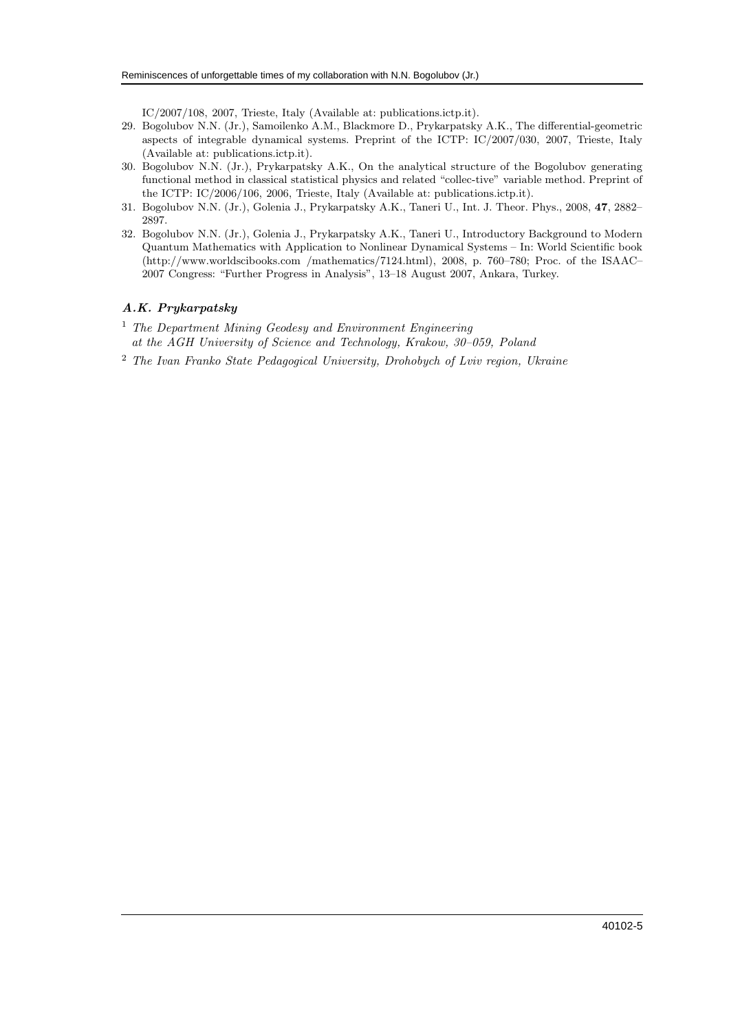IC/2007/108, 2007, Trieste, Italy (Available at: publications.ictp.it).

29. Bogolubov N.N. (Jr.), Samoilenko A.M., Blackmore D., Prykarpatsky A.K., The differential-geometric aspects of integrable dynamical systems. Preprint of the ICTP: IC/2007/030, 2007, Trieste, Italy (Available at: publications.ictp.it).
30. Bogolubov N.N. (Jr.), Prykarpatsky A.K., On the analytical structure of the Bogolubov generating functional method in classical statistical physics and related "collec-tive" variable method. Preprint of the ICTP: IC/2006/106, 2006, Trieste, Italy (Available at: publications.ictp.it).
31. Bogolubov N.N. (Jr.), Golenia J., Prykarpatsky A.K., Taneri U., Int. J. Theor. Phys., 2008, **47**, 2882–2897.
32. Bogolubov N.N. (Jr.), Golenia J., Prykarpatsky A.K., Taneri U., Introductory Background to Modern Quantum Mathematics with Application to Nonlinear Dynamical Systems – In: World Scientific book (http://www.worldscibooks.com /mathematics/7124.html), 2008, p. 760–780; Proc. of the ISAAC–2007 Congress: "Further Progress in Analysis", 13–18 August 2007, Ankara, Turkey.

***A.K. Prykarpatsky***

[1] *The Department Mining Geodesy and Environment Engineering at the AGH University of Science and Technology, Krakow, 30–059, Poland*

[2] *The Ivan Franko State Pedagogical University, Drohobych of Lviv region, Ukraine*